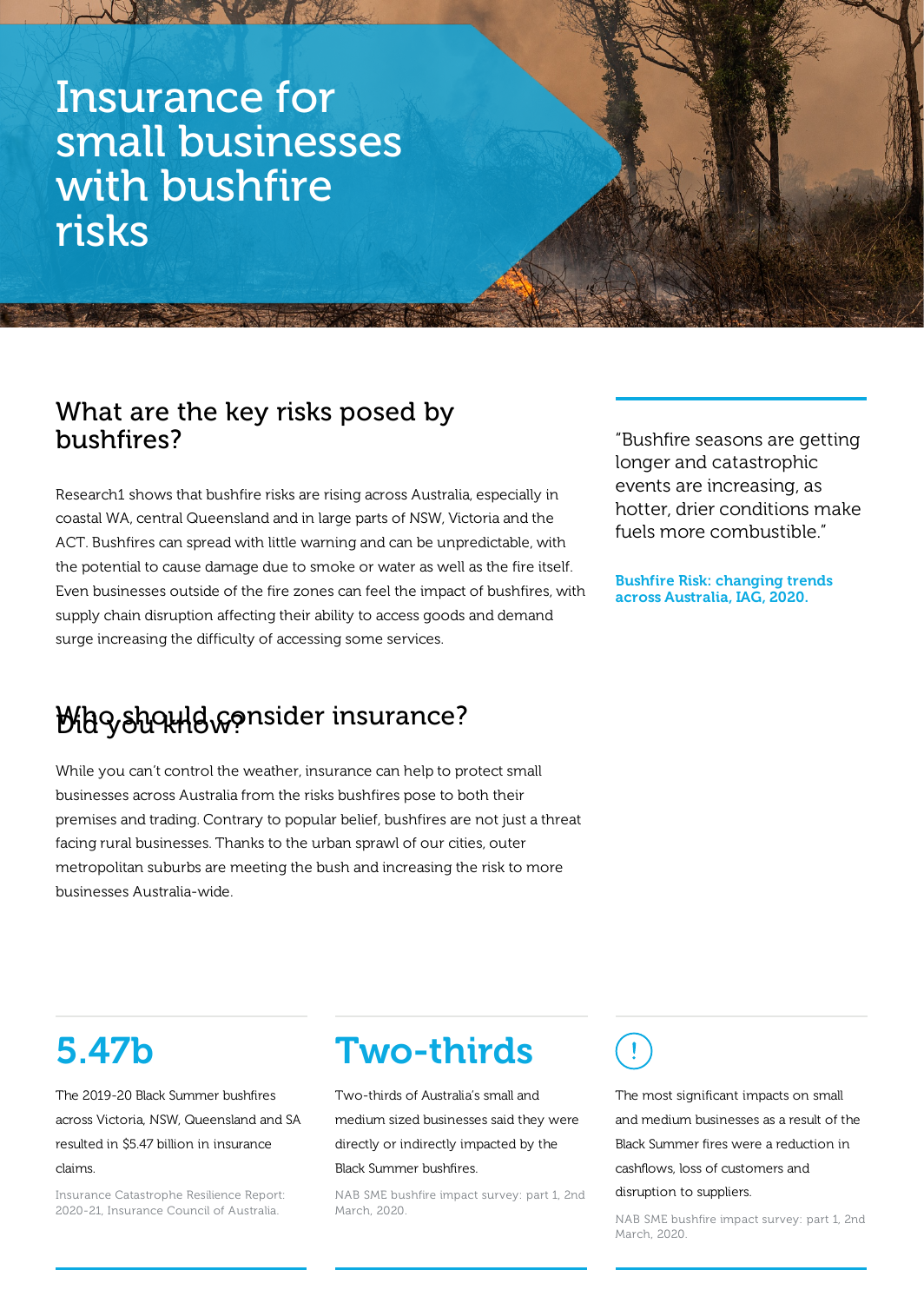# Insurance for small businesses with bushfire risks

## What are the key risks posed by bushfires?

Research1 shows that bushfire risks are rising across Australia, especially in coastal WA, central Queensland and in large parts of NSW, Victoria and the ACT. Bushfires can spread with little warning and can be unpredictable, with the potential to cause damage due to smoke or water as well as the fire itself. Even businesses outside of the fire zones can feel the impact of bushfires, with supply chain disruption affecting their ability to access goods and demand surge increasing the difficulty of accessing some services.

"Bushfire seasons are getting longer and catastrophic events are increasing, as hotter, drier conditions make fuels more combustible."

**Bushfire Risk: changing trends across Australia, IAG, 2020.**

## Who should consider insurance?

While you can't control the weather, insurance can help to protect small businesses across Australia from the risks bushfires pose to both their premises and trading. Contrary to popular belief, bushfires are not just a threat facing rural businesses. Thanks to the urban sprawl of our cities, outer metropolitan suburbs are meeting the bush and increasing the risk to more businesses Australia-wide.

## Did you know?

### 5.47b

The 2019-20 Black Summer bushfires across Victoria, NSW, Queensland and SA resulted in $5.47 billion in insurance claims.

Insurance Catastrophe Resilience Report: 2020-21, Insurance Council of Australia.

### Two-thirds

Two-thirds of Australia's small and medium sized businesses said they were directly or indirectly impacted by the Black Summer bushfires.

NAB SME bushfire impact survey: part 1, 2nd March, 2020.

### !

The most significant impacts on small and medium businesses as a result of the Black Summer fires were a reduction in cashflows, loss of customers and disruption to suppliers.

NAB SME bushfire impact survey: part 1, 2nd March, 2020.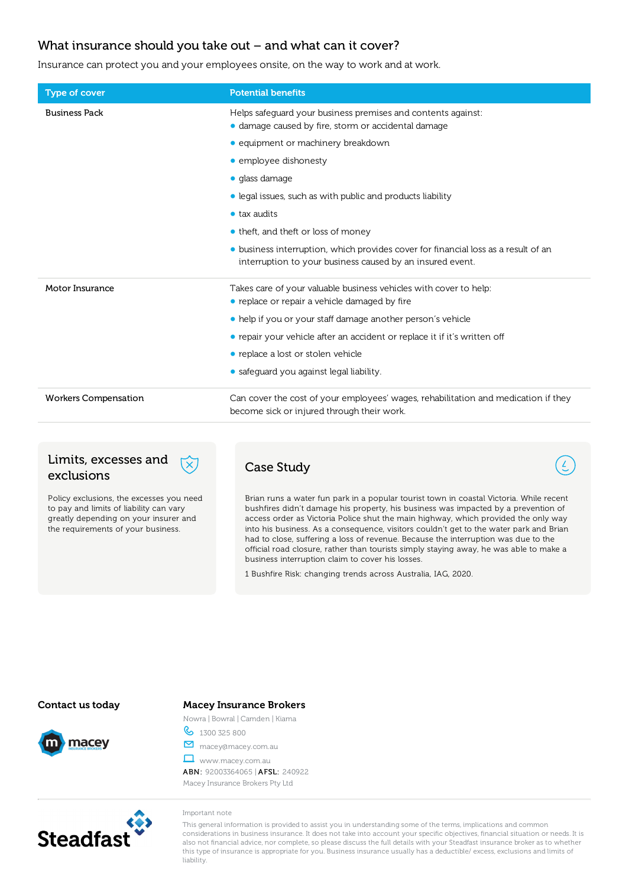## What insurance should you take out – and what can it cover?

Insurance can protect you and your employees onsite, on the way to work and at work.

| Type of cover | Potential benefits |
|---|---|
| Business Pack | Helps safeguard your business premises and contents against:<br>• damage caused by fire, storm or accidental damage<br>• equipment or machinery breakdown<br>• employee dishonesty<br>• glass damage<br>• legal issues, such as with public and products liability<br>• tax audits<br>• theft, and theft or loss of money<br>• business interruption, which provides cover for financial loss as a result of an interruption to your business caused by an insured event. |
| Motor Insurance | Takes care of your valuable business vehicles with cover to help:<br>• replace or repair a vehicle damaged by fire<br>• help if you or your staff damage another person's vehicle<br>• repair your vehicle after an accident or replace it if it's written off<br>• replace a lost or stolen vehicle<br>• safeguard you against legal liability. |
| Workers Compensation | Can cover the cost of your employees' wages, rehabilitation and medication if they become sick or injured through their work. |

### Limits, excesses and exclusions

Policy exclusions, the excesses you need to pay and limits of liability can vary greatly depending on your insurer and the requirements of your business.

### Case Study

Brian runs a water fun park in a popular tourist town in coastal Victoria. While recent bushfires didn't damage his property, his business was impacted by a prevention of access order as Victoria Police shut the main highway, which provided the only way into his business. As a consequence, visitors couldn't get to the water park and Brian had to close, suffering a loss of revenue. Because the interruption was due to the official road closure, rather than tourists simply staying away, he was able to make a business interruption claim to cover his losses.

1 Bushfire Risk: changing trends across Australia, IAG, 2020.

**Contact us today**

**Macey Insurance Brokers**

Nowra | Bowral | Camden | Kiama

1300 325 800

macey@macey.com.au

www.macey.com.au

**ABN:** 92003364065 | **AFSL:** 240922

Macey Insurance Brokers Pty Ltd

Important note

This general information is provided to assist you in understanding some of the terms, implications and common considerations in business insurance. It does not take into account your specific objectives, financial situation or needs. It is also not financial advice, nor complete, so please discuss the full details with your Steadfast insurance broker as to whether this type of insurance is appropriate for you. Business insurance usually has a deductible/ excess, exclusions and limits of liability.